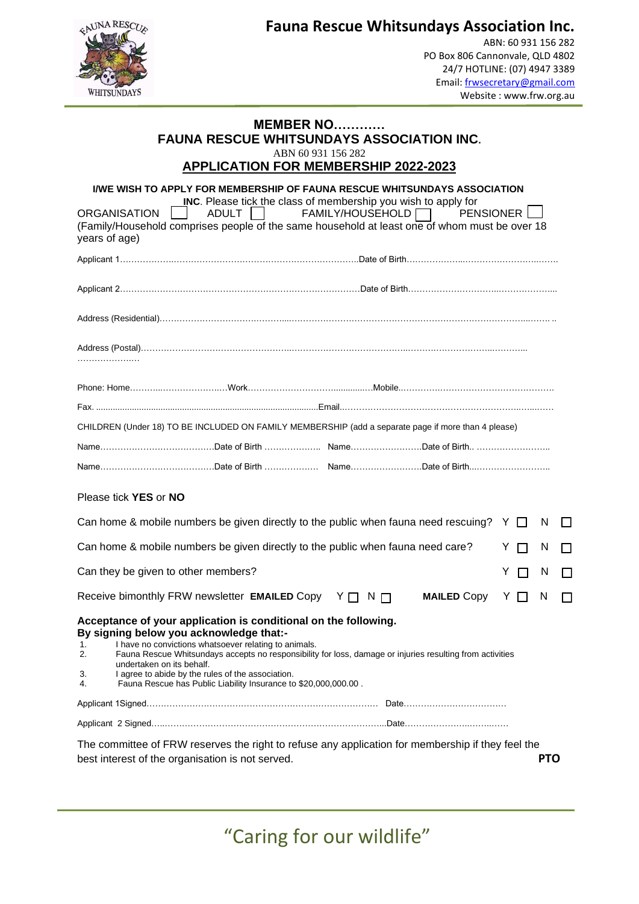# Fauna Rescue Whitsundays Association Inc.

ABN: 60 931 156 282
PO Box 806 Cannonvale, QLD 4802
24/7 HOTLINE: (07) 4947 3389
Email: frwsecretary@gmail.com
Website : www.frw.org.au

## MEMBER NO…………

## FAUNA RESCUE WHITSUNDAYS ASSOCIATION INC.

ABN 60 931 156 282

## APPLICATION FOR MEMBERSHIP 2022-2023

**I/WE WISH TO APPLY FOR MEMBERSHIP OF FAUNA RESCUE WHITSUNDAYS ASSOCIATION INC.** Please tick the class of membership you wish to apply for

ORGANISATION ☐ ADULT ☐ FAMILY/HOUSEHOLD ☐ PENSIONER ☐

(Family/Household comprises people of the same household at least one of whom must be over 18 years of age)

Applicant 1…………………………………………………………………………Date of Birth……………………………………………

Applicant 2…………………………………………………………………………Date of Birth……………………………………………

Address (Residential)……………………………………………………………………………………………………………………………

Address (Postal)………………………………………………………………………………………………………………………
…………………

Phone: Home…………………………Work…………………………………Mobile…………………………………………………

Fax. ……………………………………………………………………………Email……………………………………………………………

CHILDREN (Under 18) TO BE INCLUDED ON FAMILY MEMBERSHIP (add a separate page if more than 4 please)

Name…………………………………Date of Birth ……………… Name……………………Date of Birth.. ……………………

Name…………………………………Date of Birth ……………… Name……………………Date of Birth………………………

Please tick **YES** or **NO**

Can home & mobile numbers be given directly to the public when fauna need rescuing? Y ☐ N ☐

Can home & mobile numbers be given directly to the public when fauna need care? Y ☐ N ☐

Can they be given to other members? Y ☐ N ☐

Receive bimonthly FRW newsletter **EMAILED** Copy Y ☐ N ☐ **MAILED** Copy Y ☐ N ☐

**Acceptance of your application is conditional on the following.**
**By signing below you acknowledge that:-**

1. I have no convictions whatsoever relating to animals.
2. Fauna Rescue Whitsundays accepts no responsibility for loss, damage or injuries resulting from activities undertaken on its behalf.
3. I agree to abide by the rules of the association.
4. Fauna Rescue has Public Liability Insurance to $20,000,000.00 .

Applicant 1Signed………………………………………………………………………… Date………………………………

Applicant 2 Signed…………………………………………………………………………Date………………………………

The committee of FRW reserves the right to refuse any application for membership if they feel the best interest of the organisation is not served. **PTO**

"Caring for our wildlife"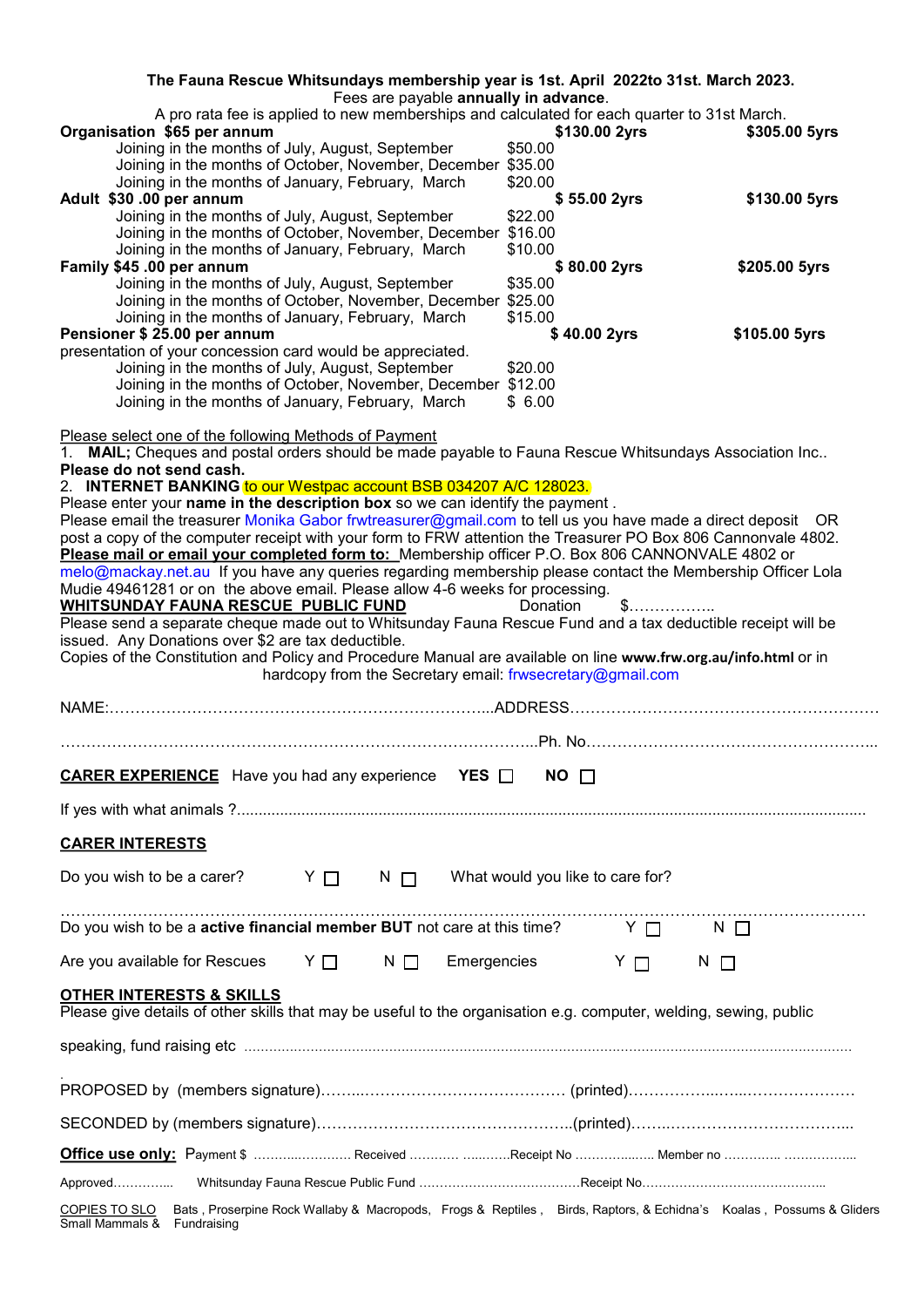**The Fauna Rescue Whitsundays membership year is 1st. April 2022to 31st. March 2023.**

Fees are payable **annually in advance**.

A pro rata fee is applied to new memberships and calculated for each quarter to 31st March.

| | | | |
|---|---|---|---|
| **Organisation $65 per annum** | | **$130.00 2yrs** | **$305.00 5yrs** |
| Joining in the months of July, August, September | $50.00 | | |
| Joining in the months of October, November, December | $35.00 | | |
| Joining in the months of January, February, March | $20.00 | | |
| **Adult $30 .00 per annum** | | **$ 55.00 2yrs** | **$130.00 5yrs** |
| Joining in the months of July, August, September | $22.00 | | |
| Joining in the months of October, November, December | $16.00 | | |
| Joining in the months of January, February, March | $10.00 | | |
| **Family $45 .00 per annum** | | **$ 80.00 2yrs** | **$205.00 5yrs** |
| Joining in the months of July, August, September | $35.00 | | |
| Joining in the months of October, November, December | $25.00 | | |
| Joining in the months of January, February, March | $15.00 | | |
| **Pensioner $ 25.00 per annum** | | **$ 40.00 2yrs** | **$105.00 5yrs** |
| presentation of your concession card would be appreciated. | | | |
| Joining in the months of July, August, September | $20.00 | | |
| Joining in the months of October, November, December | $12.00 | | |
| Joining in the months of January, February, March | $ 6.00 | | |

Please select one of the following Methods of Payment

1. **MAIL;** Cheques and postal orders should be made payable to Fauna Rescue Whitsundays Association Inc..

**Please do not send cash.**

2. **INTERNET BANKING** to our Westpac account BSB 034207 A/C 128023.

Please enter your **name in the description box** so we can identify the payment .

Please email the treasurer Monika Gabor frwtreasurer@gmail.com to tell us you have made a direct deposit OR post a copy of the computer receipt with your form to FRW attention the Treasurer PO Box 806 Cannonvale 4802.

**Please mail or email your completed form to:** Membership officer P.O. Box 806 CANNONVALE 4802 or melo@mackay.net.au If you have any queries regarding membership please contact the Membership Officer Lola Mudie 49461281 or on the above email. Please allow 4-6 weeks for processing.

**WHITSUNDAY FAUNA RESCUE PUBLIC FUND** Donation $……………..

Please send a separate cheque made out to Whitsunday Fauna Rescue Fund and a tax deductible receipt will be issued. Any Donations over $2 are tax deductible.

Copies of the Constitution and Policy and Procedure Manual are available on line **www.frw.org.au/info.html** or in hardcopy from the Secretary email: frwsecretary@gmail.com

NAME:…………………………………………………………………...ADDRESS……………………………………………………

…………………………………………………………………………………...Ph. No………………………………………………...

**CARER EXPERIENCE** Have you had any experience **YES** ☐ **NO** ☐

If yes with what animals ?..................................................................................................................................

**CARER INTERESTS**

Do you wish to be a carer? Y ☐ N ☐ What would you like to care for?

…………………………………………………………………………………………………………………………………

Do you wish to be a **active financial member BUT** not care at this time? Y ☐ N ☐

Are you available for Rescues Y ☐ N ☐ Emergencies Y ☐ N ☐

**OTHER INTERESTS & SKILLS**

Please give details of other skills that may be useful to the organisation e.g. computer, welding, sewing, public speaking, fund raising etc ..........................................................................................................................

PROPOSED by (members signature)……..………………………………… (printed)……………..…..…………………

SECONDED by (members signature)………………………………………..(printed)……..……………………………...

**Office use only:** Payment $ ……............…… Received ………… ….....…..Receipt No ……………...… Member no …………. ……………..

Approved………….. Whitsunday Fauna Rescue Public Fund …………………………………Receipt No……………………………………..

COPIES TO SLO Bats , Proserpine Rock Wallaby & Macropods, Frogs & Reptiles , Birds, Raptors, & Echidna's Koalas , Possums & Gliders Small Mammals & Fundraising